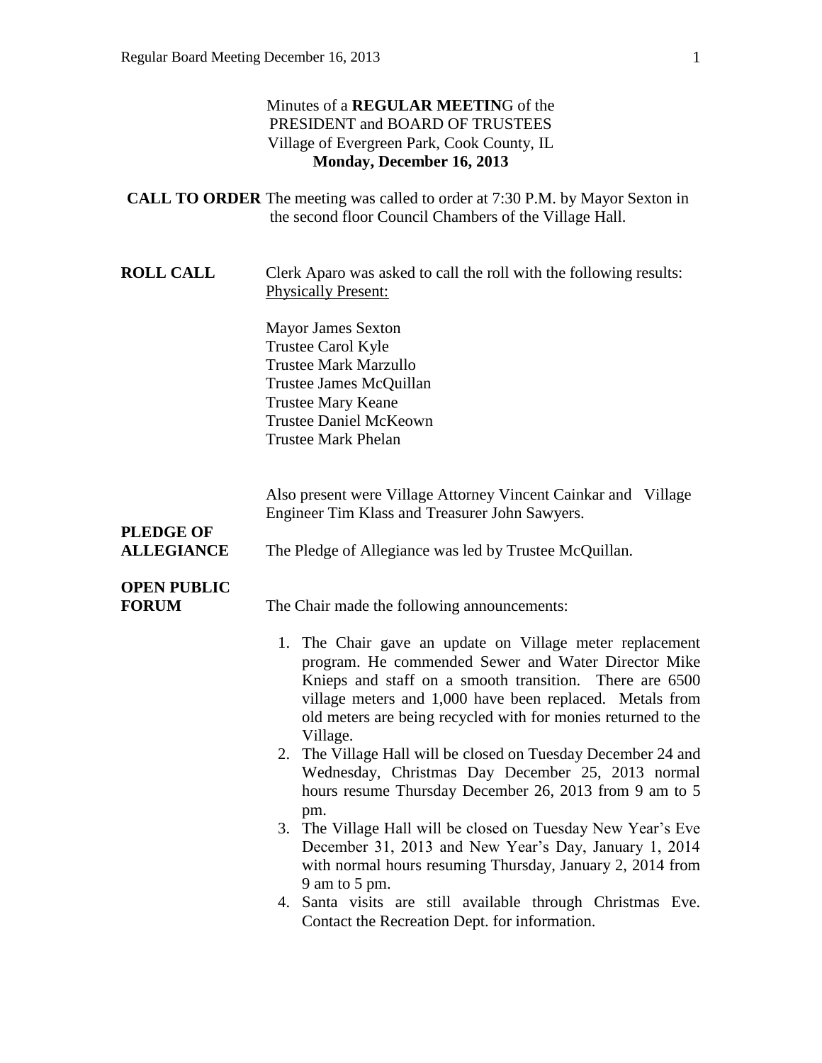Minutes of a **REGULAR MEETIN**G of the
PRESIDENT and BOARD OF TRUSTEES
Village of Evergreen Park, Cook County, IL
**Monday, December 16, 2013**

**CALL TO ORDER** The meeting was called to order at 7:30 P.M. by Mayor Sexton in the second floor Council Chambers of the Village Hall.

**ROLL CALL** Clerk Aparo was asked to call the roll with the following results:

Physically Present:

Mayor James Sexton
Trustee Carol Kyle
Trustee Mark Marzullo
Trustee James McQuillan
Trustee Mary Keane
Trustee Daniel McKeown
Trustee Mark Phelan

Also present were Village Attorney Vincent Cainkar and Village Engineer Tim Klass and Treasurer John Sawyers.

**PLEDGE OF ALLEGIANCE** The Pledge of Allegiance was led by Trustee McQuillan.

**OPEN PUBLIC FORUM** The Chair made the following announcements:

1. The Chair gave an update on Village meter replacement program. He commended Sewer and Water Director Mike Knieps and staff on a smooth transition. There are 6500 village meters and 1,000 have been replaced. Metals from old meters are being recycled with for monies returned to the Village.
2. The Village Hall will be closed on Tuesday December 24 and Wednesday, Christmas Day December 25, 2013 normal hours resume Thursday December 26, 2013 from 9 am to 5 pm.
3. The Village Hall will be closed on Tuesday New Year's Eve December 31, 2013 and New Year's Day, January 1, 2014 with normal hours resuming Thursday, January 2, 2014 from 9 am to 5 pm.
4. Santa visits are still available through Christmas Eve. Contact the Recreation Dept. for information.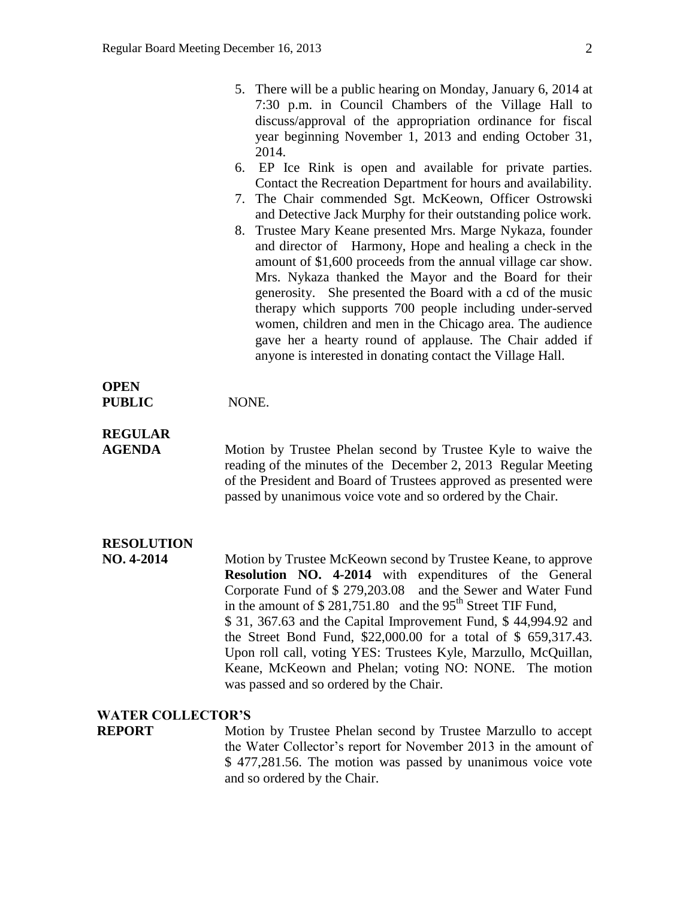5. There will be a public hearing on Monday, January 6, 2014 at 7:30 p.m. in Council Chambers of the Village Hall to discuss/approval of the appropriation ordinance for fiscal year beginning November 1, 2013 and ending October 31, 2014.
6. EP Ice Rink is open and available for private parties. Contact the Recreation Department for hours and availability.
7. The Chair commended Sgt. McKeown, Officer Ostrowski and Detective Jack Murphy for their outstanding police work.
8. Trustee Mary Keane presented Mrs. Marge Nykaza, founder and director of Harmony, Hope and healing a check in the amount of $1,600 proceeds from the annual village car show. Mrs. Nykaza thanked the Mayor and the Board for their generosity. She presented the Board with a cd of the music therapy which supports 700 people including under-served women, children and men in the Chicago area. The audience gave her a hearty round of applause. The Chair added if anyone is interested in donating contact the Village Hall.

**OPEN PUBLIC**

NONE.

**REGULAR AGENDA**

Motion by Trustee Phelan second by Trustee Kyle to waive the reading of the minutes of the December 2, 2013 Regular Meeting of the President and Board of Trustees approved as presented were passed by unanimous voice vote and so ordered by the Chair.

**RESOLUTION NO. 4-2014**

Motion by Trustee McKeown second by Trustee Keane, to approve **Resolution NO. 4-2014** with expenditures of the General Corporate Fund of $ 279,203.08 and the Sewer and Water Fund in the amount of $ 281,751.80 and the 95th Street TIF Fund, $ 31, 367.63 and the Capital Improvement Fund, $ 44,994.92 and the Street Bond Fund, $22,000.00 for a total of $ 659,317.43. Upon roll call, voting YES: Trustees Kyle, Marzullo, McQuillan, Keane, McKeown and Phelan; voting NO: NONE. The motion was passed and so ordered by the Chair.

**WATER COLLECTOR'S REPORT**

Motion by Trustee Phelan second by Trustee Marzullo to accept the Water Collector's report for November 2013 in the amount of $ 477,281.56. The motion was passed by unanimous voice vote and so ordered by the Chair.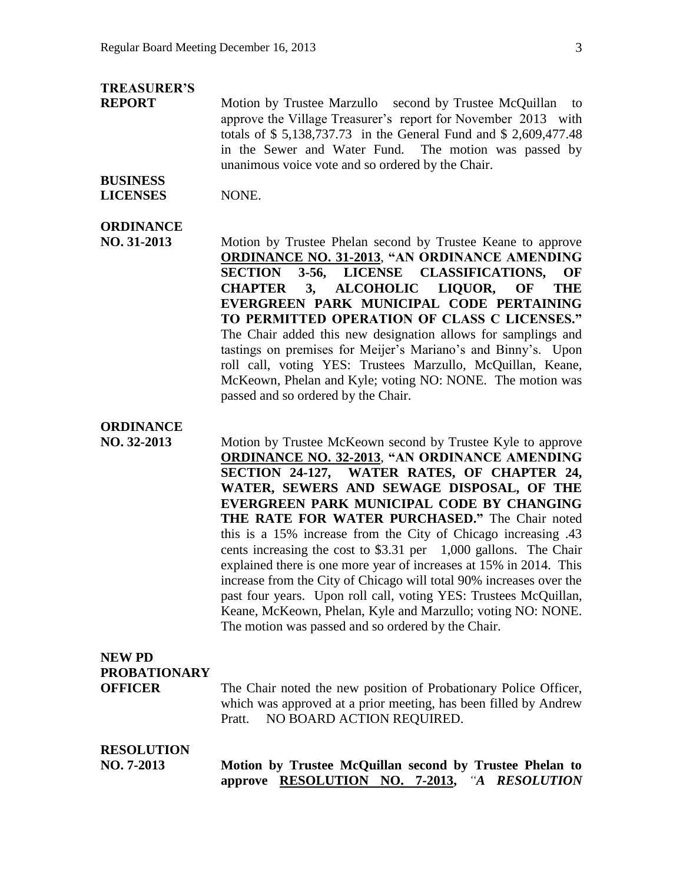**TREASURER'S REPORT** Motion by Trustee Marzullo second by Trustee McQuillan to approve the Village Treasurer's report for November 2013 with totals of $ 5,138,737.73 in the General Fund and $ 2,609,477.48 in the Sewer and Water Fund. The motion was passed by unanimous voice vote and so ordered by the Chair.

**BUSINESS LICENSES** NONE.

**ORDINANCE NO. 31-2013** Motion by Trustee Phelan second by Trustee Keane to approve **ORDINANCE NO. 31-2013**, **"AN ORDINANCE AMENDING SECTION 3-56, LICENSE CLASSIFICATIONS, OF CHAPTER 3, ALCOHOLIC LIQUOR, OF THE EVERGREEN PARK MUNICIPAL CODE PERTAINING TO PERMITTED OPERATION OF CLASS C LICENSES."** The Chair added this new designation allows for samplings and tastings on premises for Meijer's Mariano's and Binny's. Upon roll call, voting YES: Trustees Marzullo, McQuillan, Keane, McKeown, Phelan and Kyle; voting NO: NONE. The motion was passed and so ordered by the Chair.

**ORDINANCE NO. 32-2013** Motion by Trustee McKeown second by Trustee Kyle to approve **ORDINANCE NO. 32-2013**, **"AN ORDINANCE AMENDING SECTION 24-127, WATER RATES, OF CHAPTER 24, WATER, SEWERS AND SEWAGE DISPOSAL, OF THE EVERGREEN PARK MUNICIPAL CODE BY CHANGING THE RATE FOR WATER PURCHASED."** The Chair noted this is a 15% increase from the City of Chicago increasing .43 cents increasing the cost to $3.31 per 1,000 gallons. The Chair explained there is one more year of increases at 15% in 2014. This increase from the City of Chicago will total 90% increases over the past four years. Upon roll call, voting YES: Trustees McQuillan, Keane, McKeown, Phelan, Kyle and Marzullo; voting NO: NONE. The motion was passed and so ordered by the Chair.

**NEW PD PROBATIONARY OFFICER** The Chair noted the new position of Probationary Police Officer, which was approved at a prior meeting, has been filled by Andrew Pratt. NO BOARD ACTION REQUIRED.

**RESOLUTION NO. 7-2013** **Motion by Trustee McQuillan second by Trustee Phelan to approve RESOLUTION NO. 7-2013,** ***"A RESOLUTION***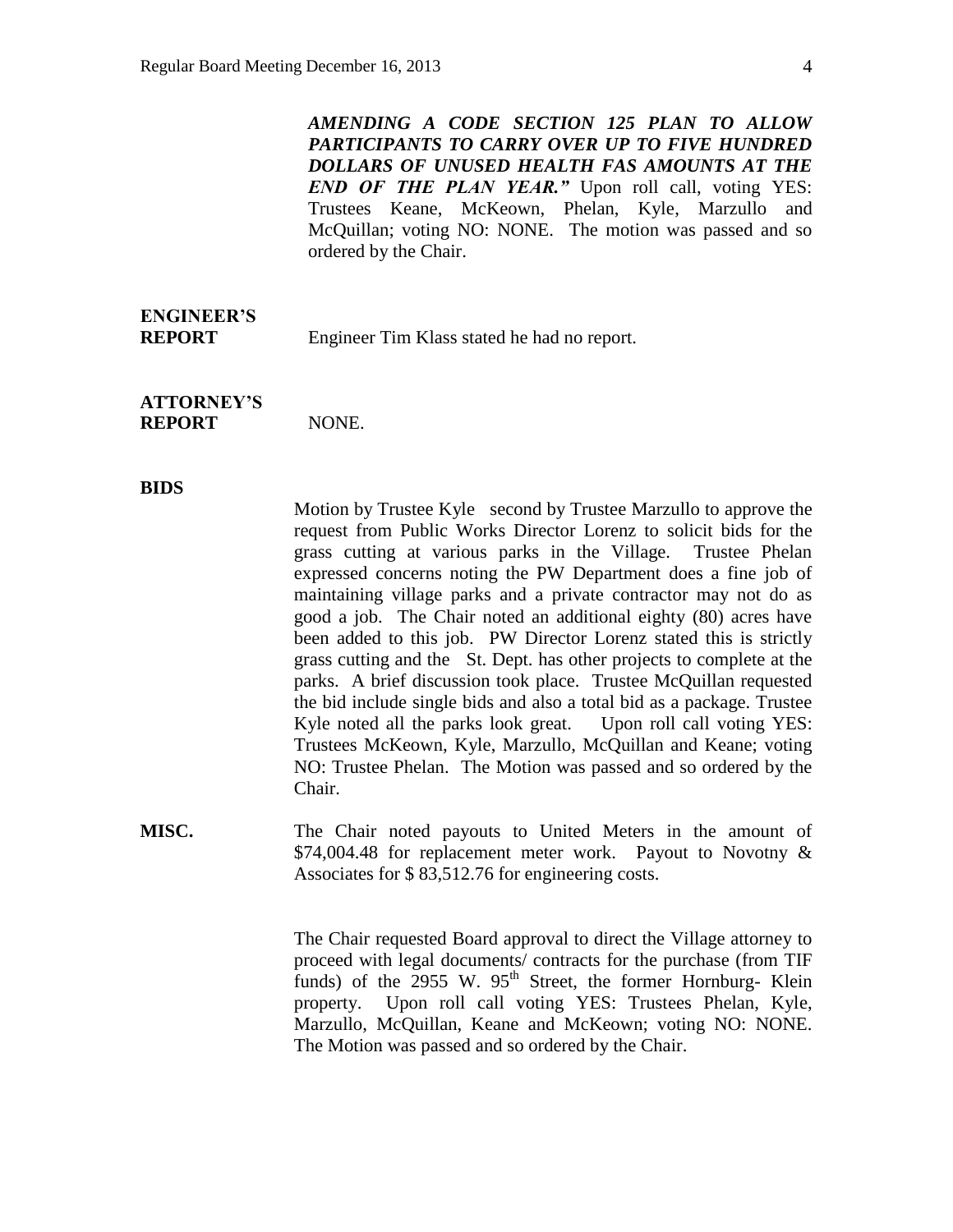***AMENDING A CODE SECTION 125 PLAN TO ALLOW PARTICIPANTS TO CARRY OVER UP TO FIVE HUNDRED DOLLARS OF UNUSED HEALTH FAS AMOUNTS AT THE END OF THE PLAN YEAR."*** Upon roll call, voting YES: Trustees Keane, McKeown, Phelan, Kyle, Marzullo and McQuillan; voting NO: NONE. The motion was passed and so ordered by the Chair.

**ENGINEER'S REPORT** Engineer Tim Klass stated he had no report.

**ATTORNEY'S REPORT** NONE.

**BIDS**

Motion by Trustee Kyle second by Trustee Marzullo to approve the request from Public Works Director Lorenz to solicit bids for the grass cutting at various parks in the Village. Trustee Phelan expressed concerns noting the PW Department does a fine job of maintaining village parks and a private contractor may not do as good a job. The Chair noted an additional eighty (80) acres have been added to this job. PW Director Lorenz stated this is strictly grass cutting and the St. Dept. has other projects to complete at the parks. A brief discussion took place. Trustee McQuillan requested the bid include single bids and also a total bid as a package. Trustee Kyle noted all the parks look great. Upon roll call voting YES: Trustees McKeown, Kyle, Marzullo, McQuillan and Keane; voting NO: Trustee Phelan. The Motion was passed and so ordered by the Chair.

**MISC.** The Chair noted payouts to United Meters in the amount of $74,004.48 for replacement meter work. Payout to Novotny & Associates for $ 83,512.76 for engineering costs.

The Chair requested Board approval to direct the Village attorney to proceed with legal documents/ contracts for the purchase (from TIF funds) of the 2955 W. 95th Street, the former Hornburg- Klein property. Upon roll call voting YES: Trustees Phelan, Kyle, Marzullo, McQuillan, Keane and McKeown; voting NO: NONE. The Motion was passed and so ordered by the Chair.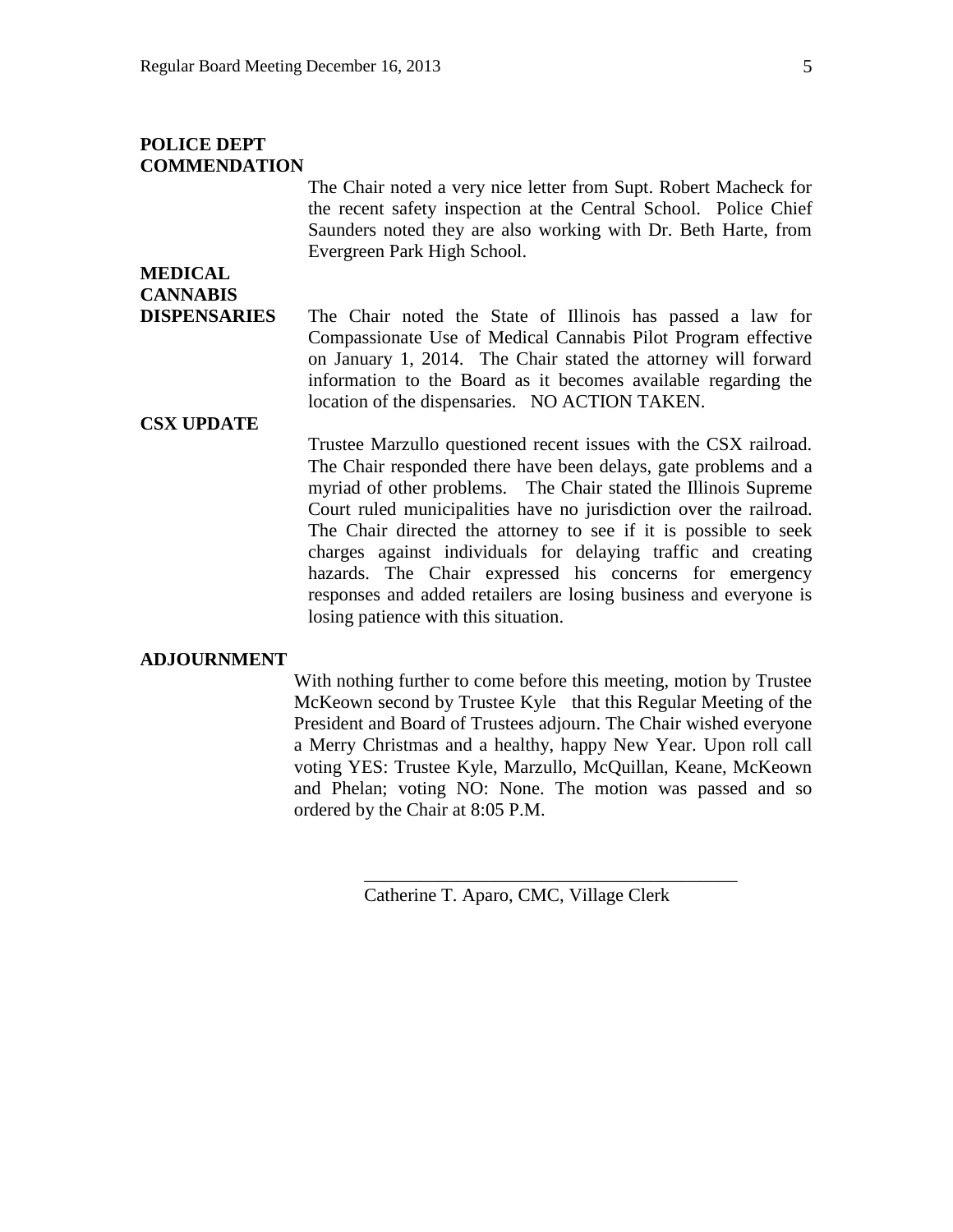**POLICE DEPT COMMENDATION**

The Chair noted a very nice letter from Supt. Robert Macheck for the recent safety inspection at the Central School. Police Chief Saunders noted they are also working with Dr. Beth Harte, from Evergreen Park High School.

**MEDICAL CANNABIS DISPENSARIES**

The Chair noted the State of Illinois has passed a law for Compassionate Use of Medical Cannabis Pilot Program effective on January 1, 2014. The Chair stated the attorney will forward information to the Board as it becomes available regarding the location of the dispensaries. NO ACTION TAKEN.

**CSX UPDATE**

Trustee Marzullo questioned recent issues with the CSX railroad. The Chair responded there have been delays, gate problems and a myriad of other problems. The Chair stated the Illinois Supreme Court ruled municipalities have no jurisdiction over the railroad. The Chair directed the attorney to see if it is possible to seek charges against individuals for delaying traffic and creating hazards. The Chair expressed his concerns for emergency responses and added retailers are losing business and everyone is losing patience with this situation.

**ADJOURNMENT**

With nothing further to come before this meeting, motion by Trustee McKeown second by Trustee Kyle that this Regular Meeting of the President and Board of Trustees adjourn. The Chair wished everyone a Merry Christmas and a healthy, happy New Year. Upon roll call voting YES: Trustee Kyle, Marzullo, McQuillan, Keane, McKeown and Phelan; voting NO: None. The motion was passed and so ordered by the Chair at 8:05 P.M.

\_\_\_\_\_\_\_\_\_\_\_\_\_\_\_\_\_\_\_\_\_\_\_\_\_\_\_\_\_\_\_\_\_\_\_\_\_\_\_\_

Catherine T. Aparo, CMC, Village Clerk